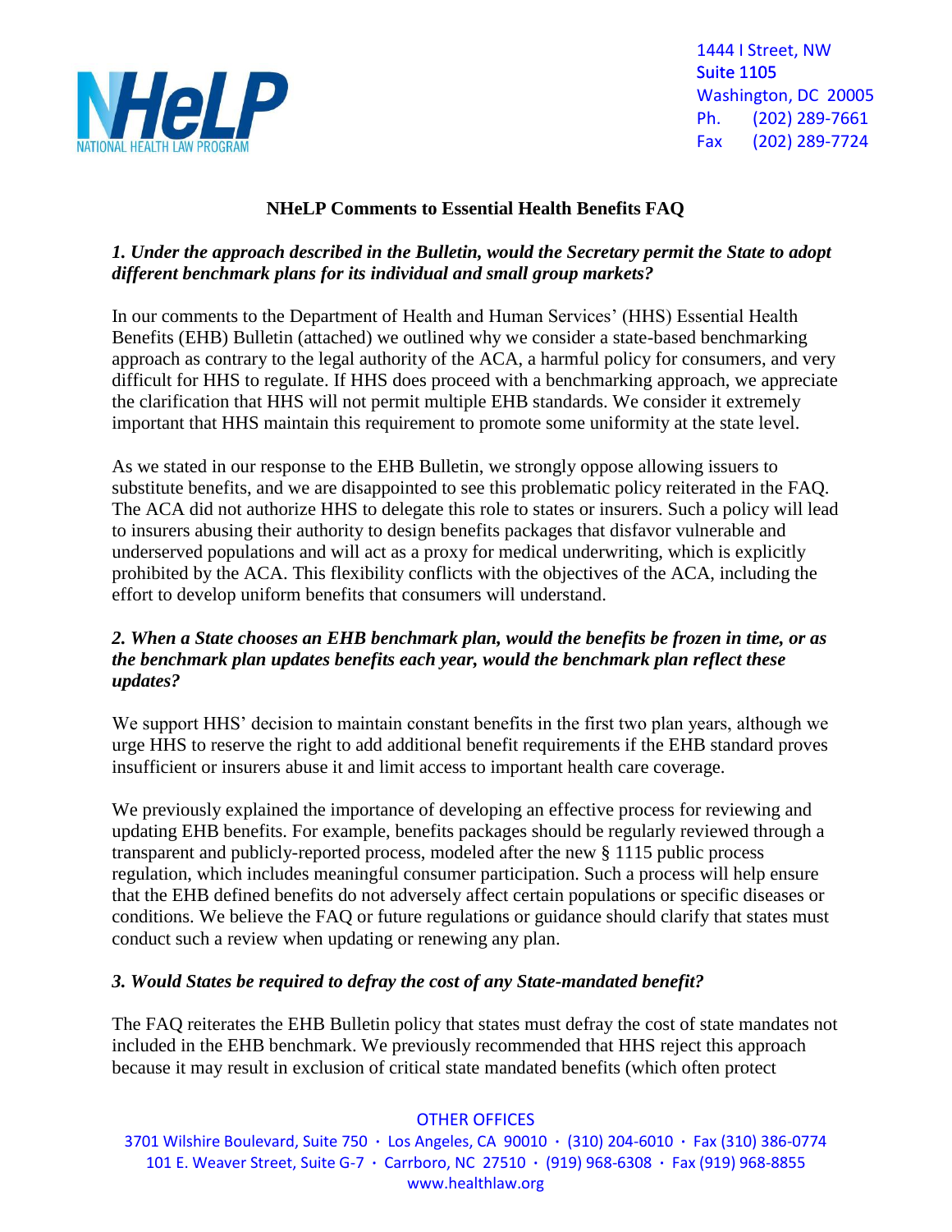NHeLP
NATIONAL HEALTH LAW PROGRAM

1444 I Street, NW
Suite 1105
Washington, DC 20005
Ph. (202) 289-7661
Fax (202) 289-7724

# NHeLP Comments to Essential Health Benefits FAQ

***1. Under the approach described in the Bulletin, would the Secretary permit the State to adopt different benchmark plans for its individual and small group markets?***

In our comments to the Department of Health and Human Services' (HHS) Essential Health Benefits (EHB) Bulletin (attached) we outlined why we consider a state-based benchmarking approach as contrary to the legal authority of the ACA, a harmful policy for consumers, and very difficult for HHS to regulate. If HHS does proceed with a benchmarking approach, we appreciate the clarification that HHS will not permit multiple EHB standards. We consider it extremely important that HHS maintain this requirement to promote some uniformity at the state level.

As we stated in our response to the EHB Bulletin, we strongly oppose allowing issuers to substitute benefits, and we are disappointed to see this problematic policy reiterated in the FAQ. The ACA did not authorize HHS to delegate this role to states or insurers. Such a policy will lead to insurers abusing their authority to design benefits packages that disfavor vulnerable and underserved populations and will act as a proxy for medical underwriting, which is explicitly prohibited by the ACA. This flexibility conflicts with the objectives of the ACA, including the effort to develop uniform benefits that consumers will understand.

***2. When a State chooses an EHB benchmark plan, would the benefits be frozen in time, or as the benchmark plan updates benefits each year, would the benchmark plan reflect these updates?***

We support HHS' decision to maintain constant benefits in the first two plan years, although we urge HHS to reserve the right to add additional benefit requirements if the EHB standard proves insufficient or insurers abuse it and limit access to important health care coverage.

We previously explained the importance of developing an effective process for reviewing and updating EHB benefits. For example, benefits packages should be regularly reviewed through a transparent and publicly-reported process, modeled after the new § 1115 public process regulation, which includes meaningful consumer participation. Such a process will help ensure that the EHB defined benefits do not adversely affect certain populations or specific diseases or conditions. We believe the FAQ or future regulations or guidance should clarify that states must conduct such a review when updating or renewing any plan.

***3. Would States be required to defray the cost of any State-mandated benefit?***

The FAQ reiterates the EHB Bulletin policy that states must defray the cost of state mandates not included in the EHB benchmark. We previously recommended that HHS reject this approach because it may result in exclusion of critical state mandated benefits (which often protect

OTHER OFFICES
3701 Wilshire Boulevard, Suite 750 · Los Angeles, CA 90010 · (310) 204-6010 · Fax (310) 386-0774
101 E. Weaver Street, Suite G-7 · Carrboro, NC 27510 · (919) 968-6308 · Fax (919) 968-8855
www.healthlaw.org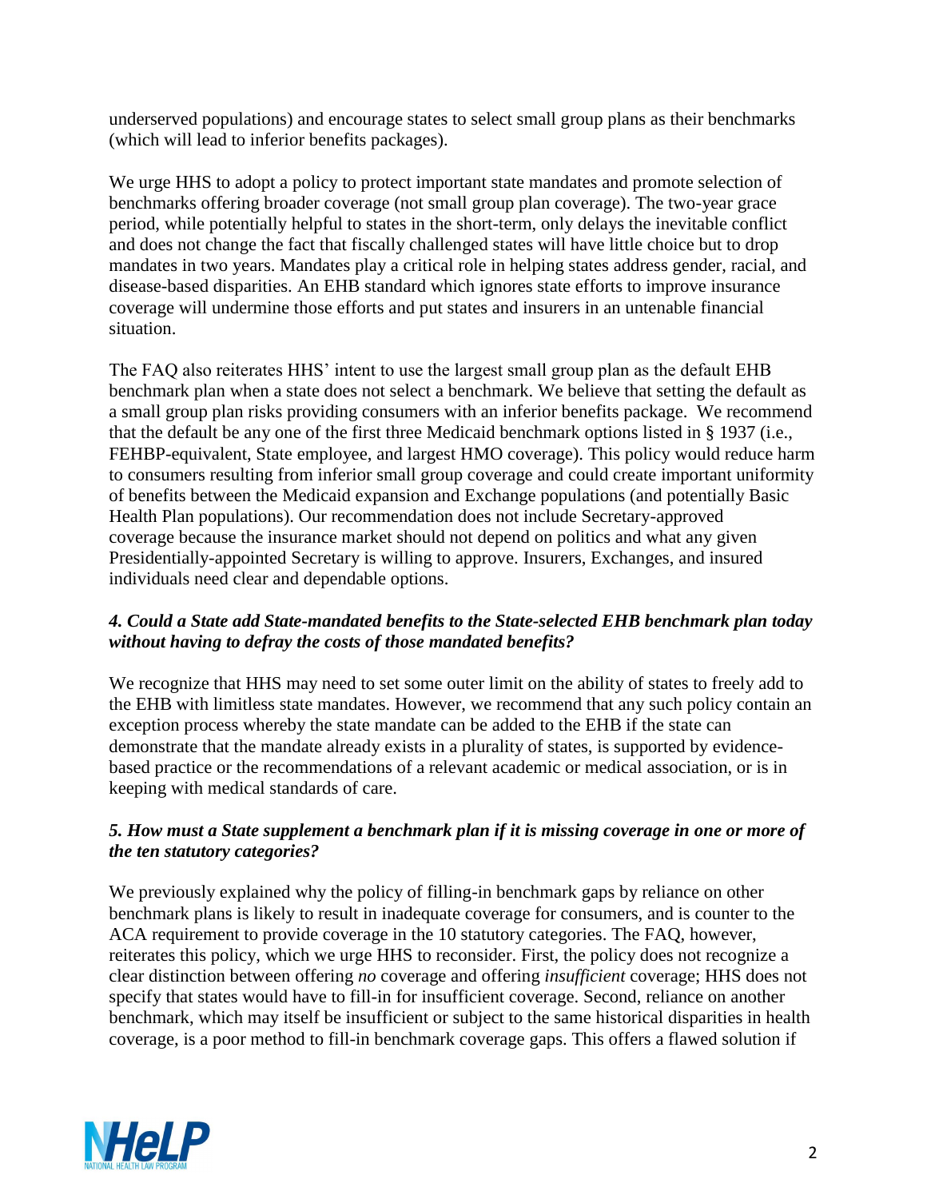underserved populations) and encourage states to select small group plans as their benchmarks (which will lead to inferior benefits packages).

We urge HHS to adopt a policy to protect important state mandates and promote selection of benchmarks offering broader coverage (not small group plan coverage). The two-year grace period, while potentially helpful to states in the short-term, only delays the inevitable conflict and does not change the fact that fiscally challenged states will have little choice but to drop mandates in two years. Mandates play a critical role in helping states address gender, racial, and disease-based disparities. An EHB standard which ignores state efforts to improve insurance coverage will undermine those efforts and put states and insurers in an untenable financial situation.

The FAQ also reiterates HHS' intent to use the largest small group plan as the default EHB benchmark plan when a state does not select a benchmark. We believe that setting the default as a small group plan risks providing consumers with an inferior benefits package. We recommend that the default be any one of the first three Medicaid benchmark options listed in § 1937 (i.e., FEHBP-equivalent, State employee, and largest HMO coverage). This policy would reduce harm to consumers resulting from inferior small group coverage and could create important uniformity of benefits between the Medicaid expansion and Exchange populations (and potentially Basic Health Plan populations). Our recommendation does not include Secretary-approved coverage because the insurance market should not depend on politics and what any given Presidentially-appointed Secretary is willing to approve. Insurers, Exchanges, and insured individuals need clear and dependable options.

### *4. Could a State add State-mandated benefits to the State-selected EHB benchmark plan today without having to defray the costs of those mandated benefits?*

We recognize that HHS may need to set some outer limit on the ability of states to freely add to the EHB with limitless state mandates. However, we recommend that any such policy contain an exception process whereby the state mandate can be added to the EHB if the state can demonstrate that the mandate already exists in a plurality of states, is supported by evidence-based practice or the recommendations of a relevant academic or medical association, or is in keeping with medical standards of care.

### *5. How must a State supplement a benchmark plan if it is missing coverage in one or more of the ten statutory categories?*

We previously explained why the policy of filling-in benchmark gaps by reliance on other benchmark plans is likely to result in inadequate coverage for consumers, and is counter to the ACA requirement to provide coverage in the 10 statutory categories. The FAQ, however, reiterates this policy, which we urge HHS to reconsider. First, the policy does not recognize a clear distinction between offering *no* coverage and offering *insufficient* coverage; HHS does not specify that states would have to fill-in for insufficient coverage. Second, reliance on another benchmark, which may itself be insufficient or subject to the same historical disparities in health coverage, is a poor method to fill-in benchmark coverage gaps. This offers a flawed solution if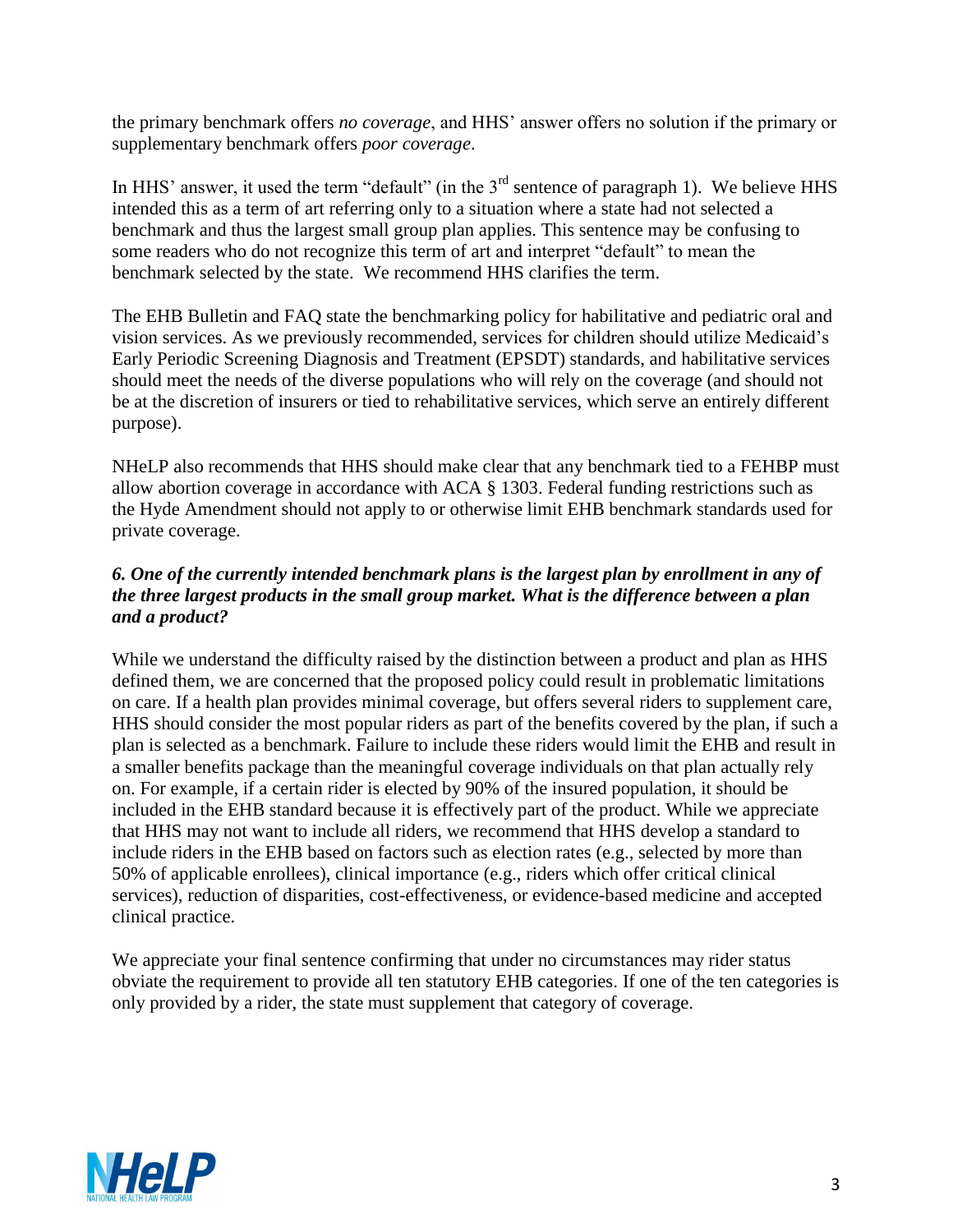the primary benchmark offers *no coverage*, and HHS' answer offers no solution if the primary or supplementary benchmark offers *poor coverage*.

In HHS' answer, it used the term "default" (in the 3rd sentence of paragraph 1). We believe HHS intended this as a term of art referring only to a situation where a state had not selected a benchmark and thus the largest small group plan applies. This sentence may be confusing to some readers who do not recognize this term of art and interpret "default" to mean the benchmark selected by the state. We recommend HHS clarifies the term.

The EHB Bulletin and FAQ state the benchmarking policy for habilitative and pediatric oral and vision services. As we previously recommended, services for children should utilize Medicaid's Early Periodic Screening Diagnosis and Treatment (EPSDT) standards, and habilitative services should meet the needs of the diverse populations who will rely on the coverage (and should not be at the discretion of insurers or tied to rehabilitative services, which serve an entirely different purpose).

NHeLP also recommends that HHS should make clear that any benchmark tied to a FEHBP must allow abortion coverage in accordance with ACA § 1303. Federal funding restrictions such as the Hyde Amendment should not apply to or otherwise limit EHB benchmark standards used for private coverage.

***6. One of the currently intended benchmark plans is the largest plan by enrollment in any of the three largest products in the small group market. What is the difference between a plan and a product?***

While we understand the difficulty raised by the distinction between a product and plan as HHS defined them, we are concerned that the proposed policy could result in problematic limitations on care. If a health plan provides minimal coverage, but offers several riders to supplement care, HHS should consider the most popular riders as part of the benefits covered by the plan, if such a plan is selected as a benchmark. Failure to include these riders would limit the EHB and result in a smaller benefits package than the meaningful coverage individuals on that plan actually rely on. For example, if a certain rider is elected by 90% of the insured population, it should be included in the EHB standard because it is effectively part of the product. While we appreciate that HHS may not want to include all riders, we recommend that HHS develop a standard to include riders in the EHB based on factors such as election rates (e.g., selected by more than 50% of applicable enrollees), clinical importance (e.g., riders which offer critical clinical services), reduction of disparities, cost-effectiveness, or evidence-based medicine and accepted clinical practice.

We appreciate your final sentence confirming that under no circumstances may rider status obviate the requirement to provide all ten statutory EHB categories. If one of the ten categories is only provided by a rider, the state must supplement that category of coverage.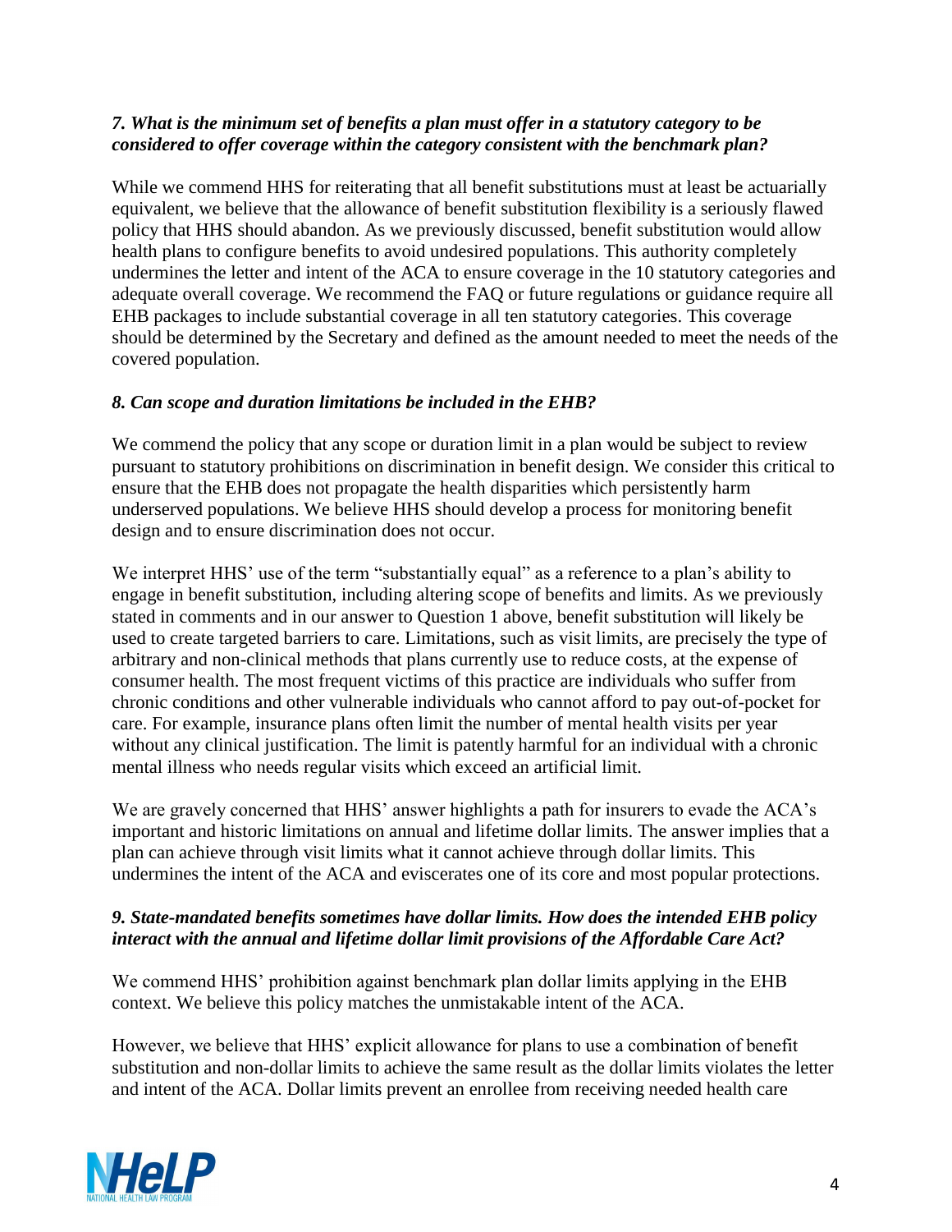### *7. What is the minimum set of benefits a plan must offer in a statutory category to be considered to offer coverage within the category consistent with the benchmark plan?*

While we commend HHS for reiterating that all benefit substitutions must at least be actuarially equivalent, we believe that the allowance of benefit substitution flexibility is a seriously flawed policy that HHS should abandon. As we previously discussed, benefit substitution would allow health plans to configure benefits to avoid undesired populations. This authority completely undermines the letter and intent of the ACA to ensure coverage in the 10 statutory categories and adequate overall coverage. We recommend the FAQ or future regulations or guidance require all EHB packages to include substantial coverage in all ten statutory categories. This coverage should be determined by the Secretary and defined as the amount needed to meet the needs of the covered population.

### *8. Can scope and duration limitations be included in the EHB?*

We commend the policy that any scope or duration limit in a plan would be subject to review pursuant to statutory prohibitions on discrimination in benefit design. We consider this critical to ensure that the EHB does not propagate the health disparities which persistently harm underserved populations. We believe HHS should develop a process for monitoring benefit design and to ensure discrimination does not occur.

We interpret HHS' use of the term "substantially equal" as a reference to a plan's ability to engage in benefit substitution, including altering scope of benefits and limits. As we previously stated in comments and in our answer to Question 1 above, benefit substitution will likely be used to create targeted barriers to care. Limitations, such as visit limits, are precisely the type of arbitrary and non-clinical methods that plans currently use to reduce costs, at the expense of consumer health. The most frequent victims of this practice are individuals who suffer from chronic conditions and other vulnerable individuals who cannot afford to pay out-of-pocket for care. For example, insurance plans often limit the number of mental health visits per year without any clinical justification. The limit is patently harmful for an individual with a chronic mental illness who needs regular visits which exceed an artificial limit.

We are gravely concerned that HHS' answer highlights a path for insurers to evade the ACA's important and historic limitations on annual and lifetime dollar limits. The answer implies that a plan can achieve through visit limits what it cannot achieve through dollar limits. This undermines the intent of the ACA and eviscerates one of its core and most popular protections.

### *9. State-mandated benefits sometimes have dollar limits. How does the intended EHB policy interact with the annual and lifetime dollar limit provisions of the Affordable Care Act?*

We commend HHS' prohibition against benchmark plan dollar limits applying in the EHB context. We believe this policy matches the unmistakable intent of the ACA.

However, we believe that HHS' explicit allowance for plans to use a combination of benefit substitution and non-dollar limits to achieve the same result as the dollar limits violates the letter and intent of the ACA. Dollar limits prevent an enrollee from receiving needed health care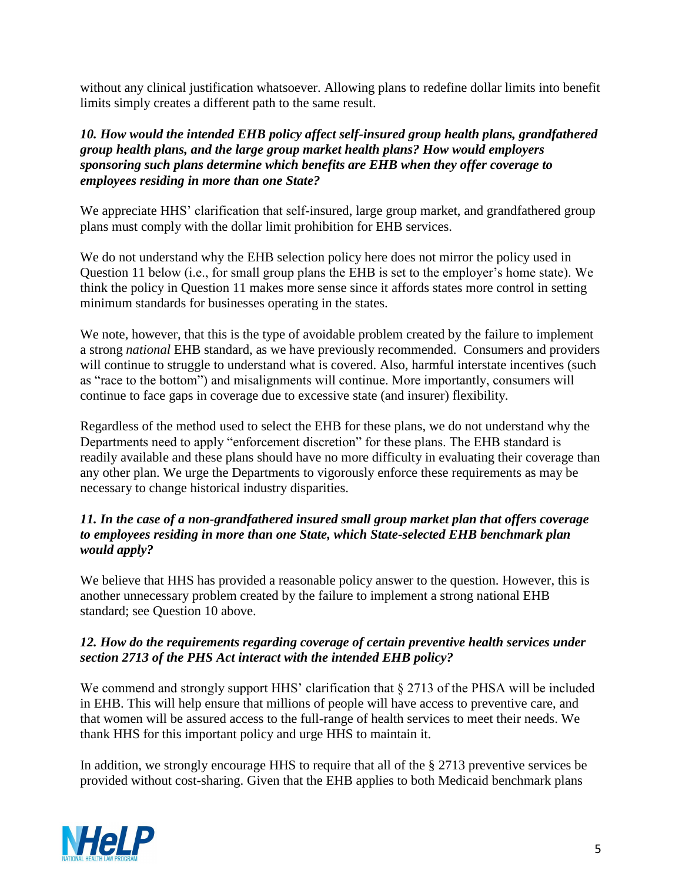without any clinical justification whatsoever. Allowing plans to redefine dollar limits into benefit limits simply creates a different path to the same result.

***10. How would the intended EHB policy affect self-insured group health plans, grandfathered group health plans, and the large group market health plans? How would employers sponsoring such plans determine which benefits are EHB when they offer coverage to employees residing in more than one State?***

We appreciate HHS' clarification that self-insured, large group market, and grandfathered group plans must comply with the dollar limit prohibition for EHB services.

We do not understand why the EHB selection policy here does not mirror the policy used in Question 11 below (i.e., for small group plans the EHB is set to the employer's home state). We think the policy in Question 11 makes more sense since it affords states more control in setting minimum standards for businesses operating in the states.

We note, however, that this is the type of avoidable problem created by the failure to implement a strong *national* EHB standard, as we have previously recommended. Consumers and providers will continue to struggle to understand what is covered. Also, harmful interstate incentives (such as "race to the bottom") and misalignments will continue. More importantly, consumers will continue to face gaps in coverage due to excessive state (and insurer) flexibility.

Regardless of the method used to select the EHB for these plans, we do not understand why the Departments need to apply "enforcement discretion" for these plans. The EHB standard is readily available and these plans should have no more difficulty in evaluating their coverage than any other plan. We urge the Departments to vigorously enforce these requirements as may be necessary to change historical industry disparities.

***11. In the case of a non-grandfathered insured small group market plan that offers coverage to employees residing in more than one State, which State-selected EHB benchmark plan would apply?***

We believe that HHS has provided a reasonable policy answer to the question. However, this is another unnecessary problem created by the failure to implement a strong national EHB standard; see Question 10 above.

***12. How do the requirements regarding coverage of certain preventive health services under section 2713 of the PHS Act interact with the intended EHB policy?***

We commend and strongly support HHS' clarification that § 2713 of the PHSA will be included in EHB. This will help ensure that millions of people will have access to preventive care, and that women will be assured access to the full-range of health services to meet their needs. We thank HHS for this important policy and urge HHS to maintain it.

In addition, we strongly encourage HHS to require that all of the § 2713 preventive services be provided without cost-sharing. Given that the EHB applies to both Medicaid benchmark plans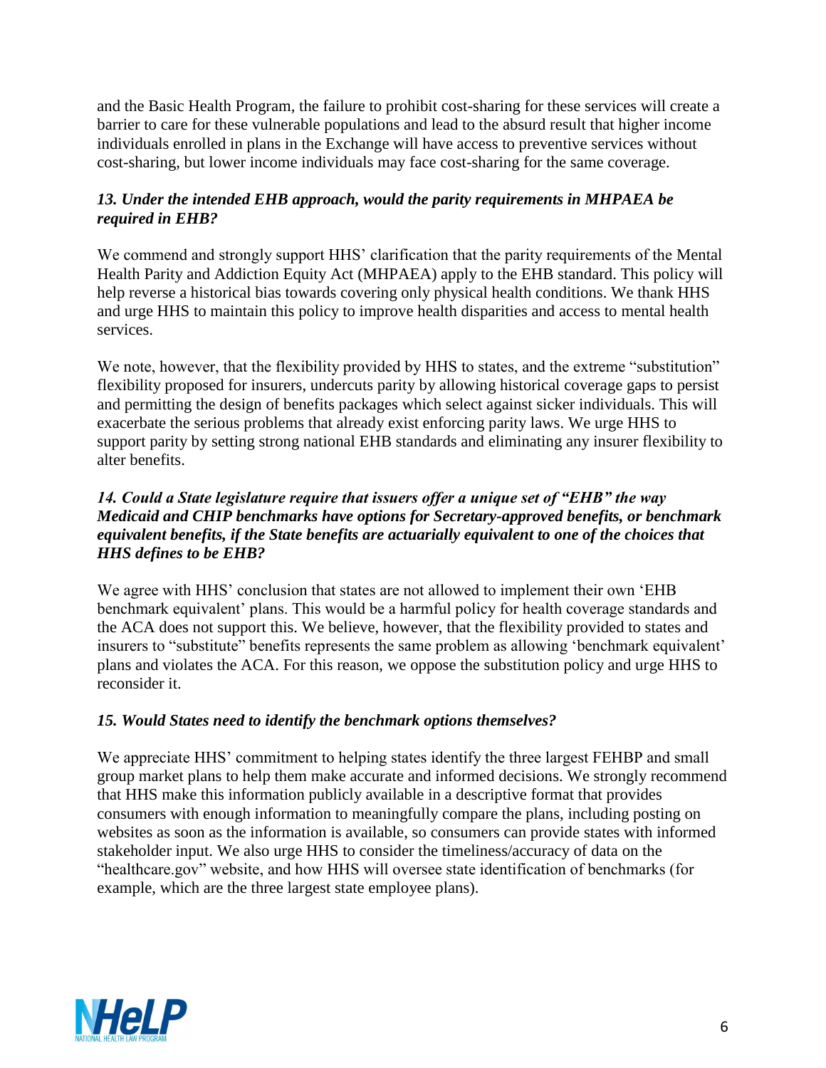and the Basic Health Program, the failure to prohibit cost-sharing for these services will create a barrier to care for these vulnerable populations and lead to the absurd result that higher income individuals enrolled in plans in the Exchange will have access to preventive services without cost-sharing, but lower income individuals may face cost-sharing for the same coverage.

### *13. Under the intended EHB approach, would the parity requirements in MHPAEA be required in EHB?*

We commend and strongly support HHS' clarification that the parity requirements of the Mental Health Parity and Addiction Equity Act (MHPAEA) apply to the EHB standard. This policy will help reverse a historical bias towards covering only physical health conditions. We thank HHS and urge HHS to maintain this policy to improve health disparities and access to mental health services.

We note, however, that the flexibility provided by HHS to states, and the extreme "substitution" flexibility proposed for insurers, undercuts parity by allowing historical coverage gaps to persist and permitting the design of benefits packages which select against sicker individuals. This will exacerbate the serious problems that already exist enforcing parity laws. We urge HHS to support parity by setting strong national EHB standards and eliminating any insurer flexibility to alter benefits.

### *14. Could a State legislature require that issuers offer a unique set of "EHB" the way Medicaid and CHIP benchmarks have options for Secretary-approved benefits, or benchmark equivalent benefits, if the State benefits are actuarially equivalent to one of the choices that HHS defines to be EHB?*

We agree with HHS' conclusion that states are not allowed to implement their own 'EHB benchmark equivalent' plans. This would be a harmful policy for health coverage standards and the ACA does not support this. We believe, however, that the flexibility provided to states and insurers to "substitute" benefits represents the same problem as allowing 'benchmark equivalent' plans and violates the ACA. For this reason, we oppose the substitution policy and urge HHS to reconsider it.

### *15. Would States need to identify the benchmark options themselves?*

We appreciate HHS' commitment to helping states identify the three largest FEHBP and small group market plans to help them make accurate and informed decisions. We strongly recommend that HHS make this information publicly available in a descriptive format that provides consumers with enough information to meaningfully compare the plans, including posting on websites as soon as the information is available, so consumers can provide states with informed stakeholder input. We also urge HHS to consider the timeliness/accuracy of data on the "healthcare.gov" website, and how HHS will oversee state identification of benchmarks (for example, which are the three largest state employee plans).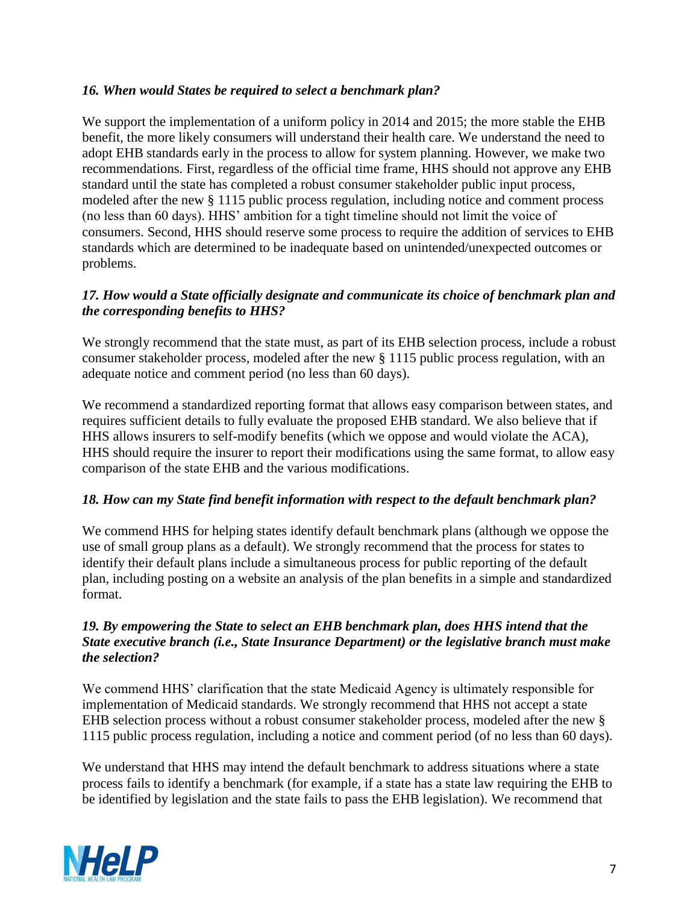### *16. When would States be required to select a benchmark plan?*

We support the implementation of a uniform policy in 2014 and 2015; the more stable the EHB benefit, the more likely consumers will understand their health care. We understand the need to adopt EHB standards early in the process to allow for system planning. However, we make two recommendations. First, regardless of the official time frame, HHS should not approve any EHB standard until the state has completed a robust consumer stakeholder public input process, modeled after the new § 1115 public process regulation, including notice and comment process (no less than 60 days). HHS' ambition for a tight timeline should not limit the voice of consumers. Second, HHS should reserve some process to require the addition of services to EHB standards which are determined to be inadequate based on unintended/unexpected outcomes or problems.

### *17. How would a State officially designate and communicate its choice of benchmark plan and the corresponding benefits to HHS?*

We strongly recommend that the state must, as part of its EHB selection process, include a robust consumer stakeholder process, modeled after the new § 1115 public process regulation, with an adequate notice and comment period (no less than 60 days).

We recommend a standardized reporting format that allows easy comparison between states, and requires sufficient details to fully evaluate the proposed EHB standard. We also believe that if HHS allows insurers to self-modify benefits (which we oppose and would violate the ACA), HHS should require the insurer to report their modifications using the same format, to allow easy comparison of the state EHB and the various modifications.

### *18. How can my State find benefit information with respect to the default benchmark plan?*

We commend HHS for helping states identify default benchmark plans (although we oppose the use of small group plans as a default). We strongly recommend that the process for states to identify their default plans include a simultaneous process for public reporting of the default plan, including posting on a website an analysis of the plan benefits in a simple and standardized format.

### *19. By empowering the State to select an EHB benchmark plan, does HHS intend that the State executive branch (i.e., State Insurance Department) or the legislative branch must make the selection?*

We commend HHS' clarification that the state Medicaid Agency is ultimately responsible for implementation of Medicaid standards. We strongly recommend that HHS not accept a state EHB selection process without a robust consumer stakeholder process, modeled after the new § 1115 public process regulation, including a notice and comment period (of no less than 60 days).

We understand that HHS may intend the default benchmark to address situations where a state process fails to identify a benchmark (for example, if a state has a state law requiring the EHB to be identified by legislation and the state fails to pass the EHB legislation). We recommend that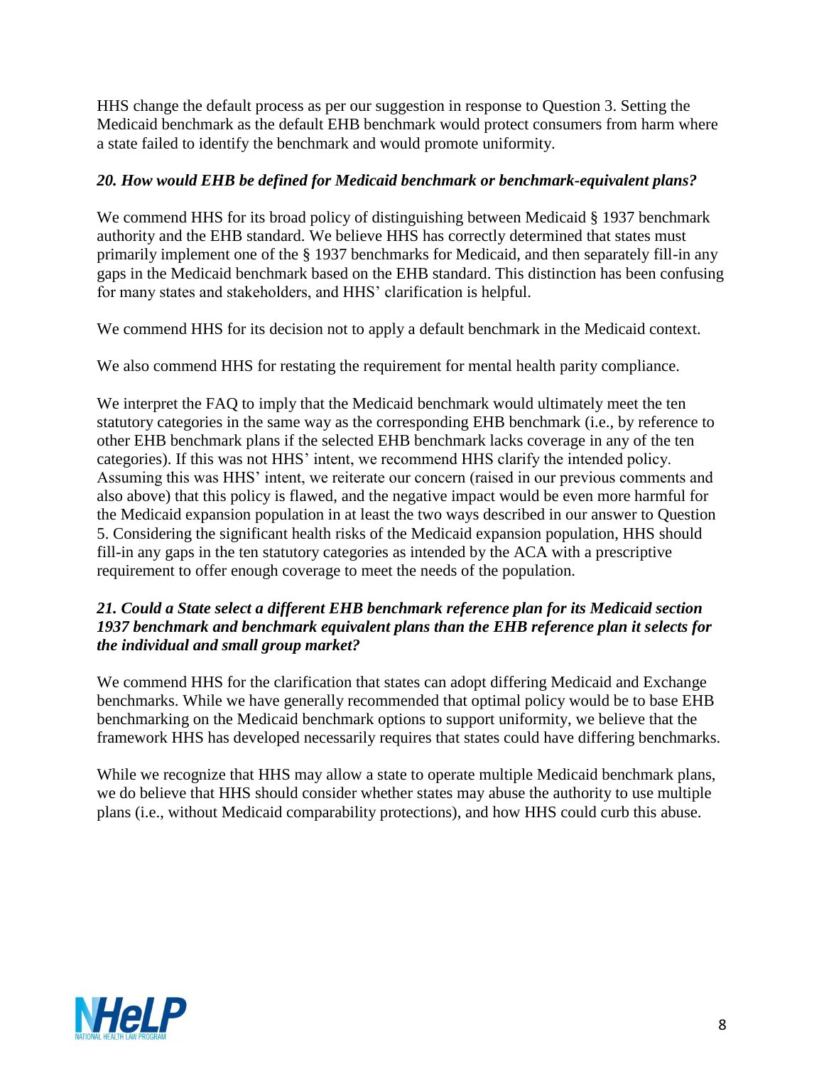HHS change the default process as per our suggestion in response to Question 3. Setting the Medicaid benchmark as the default EHB benchmark would protect consumers from harm where a state failed to identify the benchmark and would promote uniformity.

### *20. How would EHB be defined for Medicaid benchmark or benchmark-equivalent plans?*

We commend HHS for its broad policy of distinguishing between Medicaid § 1937 benchmark authority and the EHB standard. We believe HHS has correctly determined that states must primarily implement one of the § 1937 benchmarks for Medicaid, and then separately fill-in any gaps in the Medicaid benchmark based on the EHB standard. This distinction has been confusing for many states and stakeholders, and HHS' clarification is helpful.

We commend HHS for its decision not to apply a default benchmark in the Medicaid context.

We also commend HHS for restating the requirement for mental health parity compliance.

We interpret the FAQ to imply that the Medicaid benchmark would ultimately meet the ten statutory categories in the same way as the corresponding EHB benchmark (i.e., by reference to other EHB benchmark plans if the selected EHB benchmark lacks coverage in any of the ten categories). If this was not HHS' intent, we recommend HHS clarify the intended policy. Assuming this was HHS' intent, we reiterate our concern (raised in our previous comments and also above) that this policy is flawed, and the negative impact would be even more harmful for the Medicaid expansion population in at least the two ways described in our answer to Question 5. Considering the significant health risks of the Medicaid expansion population, HHS should fill-in any gaps in the ten statutory categories as intended by the ACA with a prescriptive requirement to offer enough coverage to meet the needs of the population.

### *21. Could a State select a different EHB benchmark reference plan for its Medicaid section 1937 benchmark and benchmark equivalent plans than the EHB reference plan it selects for the individual and small group market?*

We commend HHS for the clarification that states can adopt differing Medicaid and Exchange benchmarks. While we have generally recommended that optimal policy would be to base EHB benchmarking on the Medicaid benchmark options to support uniformity, we believe that the framework HHS has developed necessarily requires that states could have differing benchmarks.

While we recognize that HHS may allow a state to operate multiple Medicaid benchmark plans, we do believe that HHS should consider whether states may abuse the authority to use multiple plans (i.e., without Medicaid comparability protections), and how HHS could curb this abuse.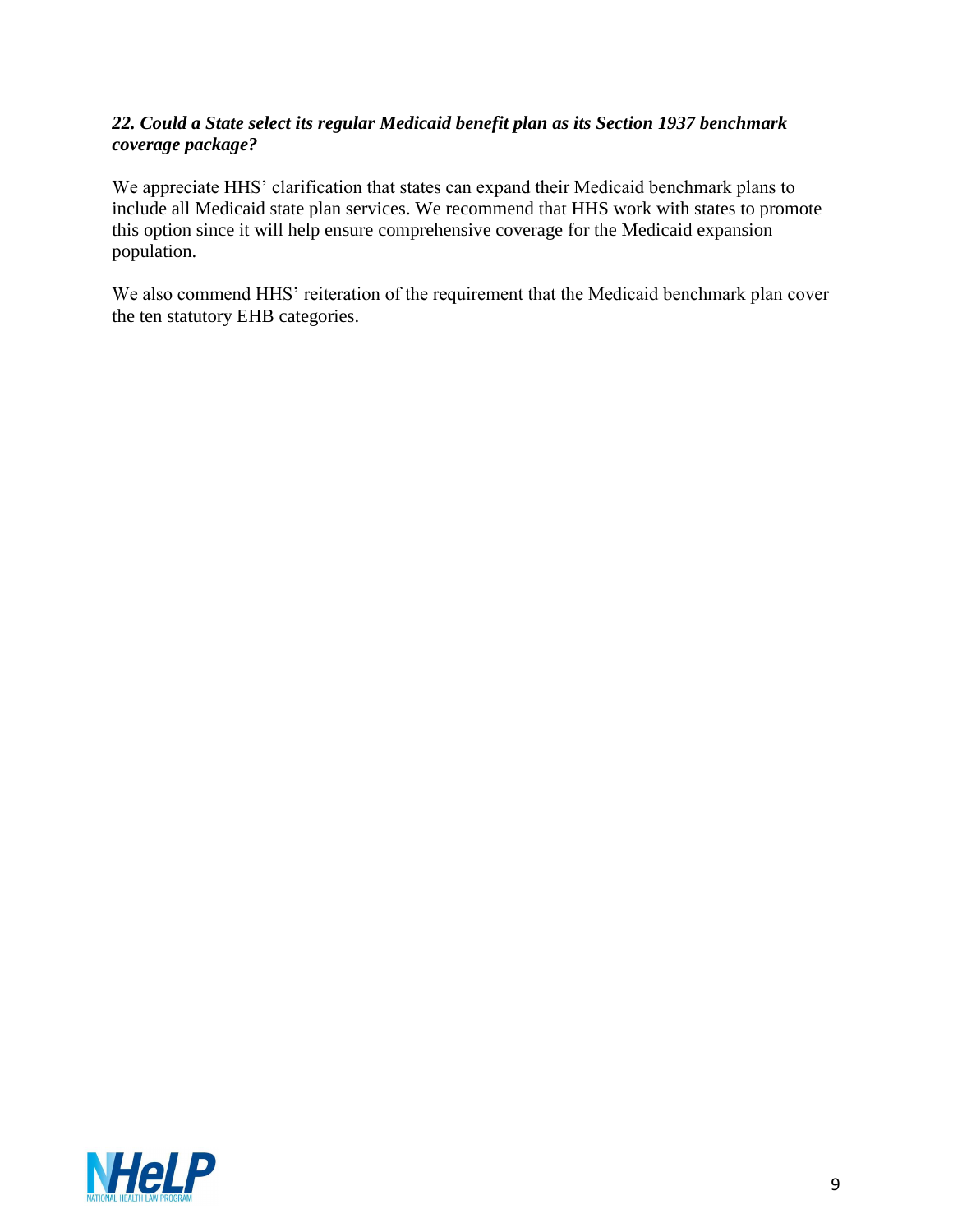***22. Could a State select its regular Medicaid benefit plan as its Section 1937 benchmark coverage package?***

We appreciate HHS' clarification that states can expand their Medicaid benchmark plans to include all Medicaid state plan services. We recommend that HHS work with states to promote this option since it will help ensure comprehensive coverage for the Medicaid expansion population.

We also commend HHS' reiteration of the requirement that the Medicaid benchmark plan cover the ten statutory EHB categories.